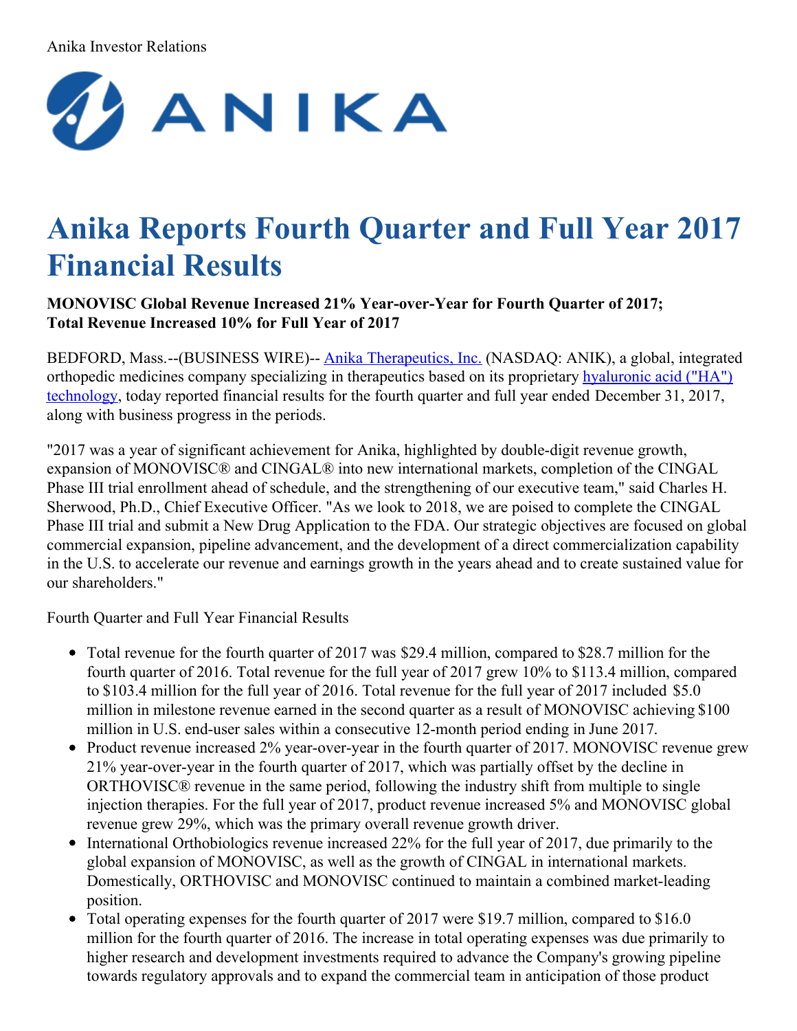Anika Investor Relations

# Anika Reports Fourth Quarter and Full Year 2017 Financial Results

**MONOVISC Global Revenue Increased 21% Year-over-Year for Fourth Quarter of 2017; Total Revenue Increased 10% for Full Year of 2017**

BEDFORD, Mass.--(BUSINESS WIRE)-- Anika Therapeutics, Inc. (NASDAQ: ANIK), a global, integrated orthopedic medicines company specializing in therapeutics based on its proprietary hyaluronic acid ("HA") technology, today reported financial results for the fourth quarter and full year ended December 31, 2017, along with business progress in the periods.

"2017 was a year of significant achievement for Anika, highlighted by double-digit revenue growth, expansion of MONOVISC® and CINGAL® into new international markets, completion of the CINGAL Phase III trial enrollment ahead of schedule, and the strengthening of our executive team," said Charles H. Sherwood, Ph.D., Chief Executive Officer. "As we look to 2018, we are poised to complete the CINGAL Phase III trial and submit a New Drug Application to the FDA. Our strategic objectives are focused on global commercial expansion, pipeline advancement, and the development of a direct commercialization capability in the U.S. to accelerate our revenue and earnings growth in the years ahead and to create sustained value for our shareholders."

Fourth Quarter and Full Year Financial Results

- Total revenue for the fourth quarter of 2017 was $29.4 million, compared to $28.7 million for the fourth quarter of 2016. Total revenue for the full year of 2017 grew 10% to $113.4 million, compared to $103.4 million for the full year of 2016. Total revenue for the full year of 2017 included $5.0 million in milestone revenue earned in the second quarter as a result of MONOVISC achieving $100 million in U.S. end-user sales within a consecutive 12-month period ending in June 2017.
- Product revenue increased 2% year-over-year in the fourth quarter of 2017. MONOVISC revenue grew 21% year-over-year in the fourth quarter of 2017, which was partially offset by the decline in ORTHOVISC® revenue in the same period, following the industry shift from multiple to single injection therapies. For the full year of 2017, product revenue increased 5% and MONOVISC global revenue grew 29%, which was the primary overall revenue growth driver.
- International Orthobiologics revenue increased 22% for the full year of 2017, due primarily to the global expansion of MONOVISC, as well as the growth of CINGAL in international markets. Domestically, ORTHOVISC and MONOVISC continued to maintain a combined market-leading position.
- Total operating expenses for the fourth quarter of 2017 were $19.7 million, compared to $16.0 million for the fourth quarter of 2016. The increase in total operating expenses was due primarily to higher research and development investments required to advance the Company's growing pipeline towards regulatory approvals and to expand the commercial team in anticipation of those product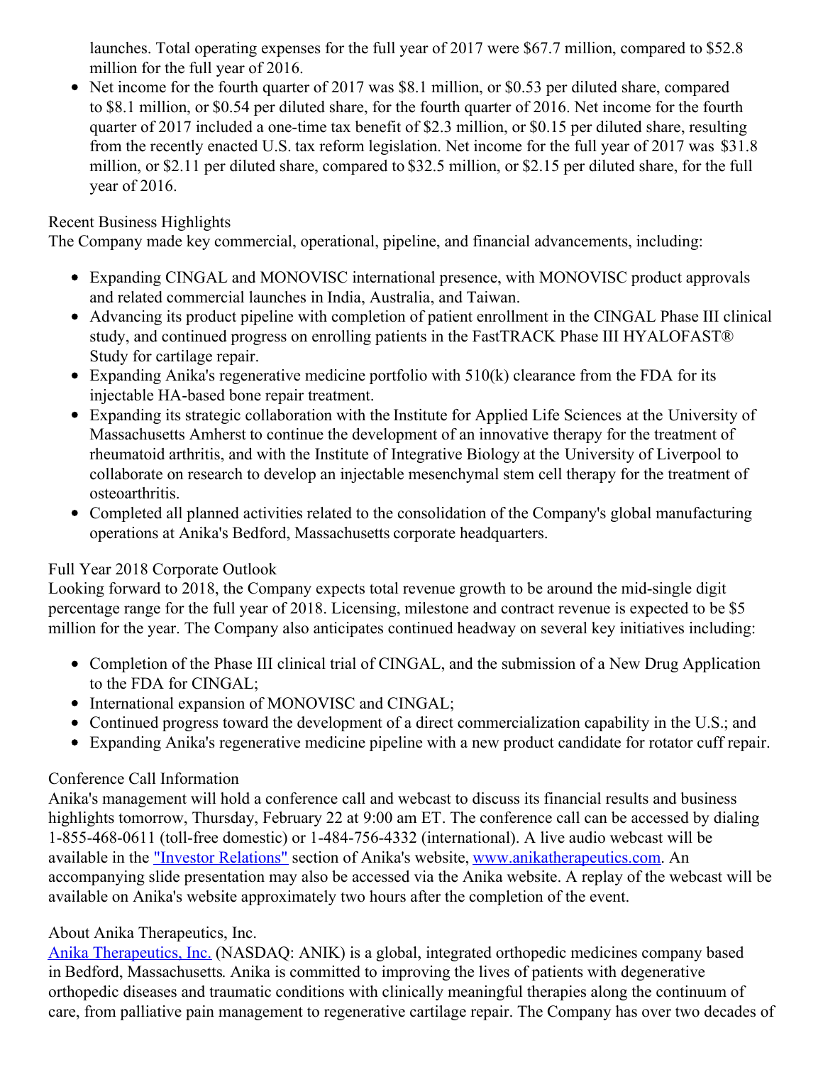launches. Total operating expenses for the full year of 2017 were $67.7 million, compared to $52.8 million for the full year of 2016.

- Net income for the fourth quarter of 2017 was $8.1 million, or $0.53 per diluted share, compared to $8.1 million, or $0.54 per diluted share, for the fourth quarter of 2016. Net income for the fourth quarter of 2017 included a one-time tax benefit of $2.3 million, or $0.15 per diluted share, resulting from the recently enacted U.S. tax reform legislation. Net income for the full year of 2017 was $31.8 million, or $2.11 per diluted share, compared to $32.5 million, or $2.15 per diluted share, for the full year of 2016.

## Recent Business Highlights

The Company made key commercial, operational, pipeline, and financial advancements, including:

- Expanding CINGAL and MONOVISC international presence, with MONOVISC product approvals and related commercial launches in India, Australia, and Taiwan.
- Advancing its product pipeline with completion of patient enrollment in the CINGAL Phase III clinical study, and continued progress on enrolling patients in the FastTRACK Phase III HYALOFAST® Study for cartilage repair.
- Expanding Anika's regenerative medicine portfolio with 510(k) clearance from the FDA for its injectable HA-based bone repair treatment.
- Expanding its strategic collaboration with the Institute for Applied Life Sciences at the University of Massachusetts Amherst to continue the development of an innovative therapy for the treatment of rheumatoid arthritis, and with the Institute of Integrative Biology at the University of Liverpool to collaborate on research to develop an injectable mesenchymal stem cell therapy for the treatment of osteoarthritis.
- Completed all planned activities related to the consolidation of the Company's global manufacturing operations at Anika's Bedford, Massachusetts corporate headquarters.

## Full Year 2018 Corporate Outlook

Looking forward to 2018, the Company expects total revenue growth to be around the mid-single digit percentage range for the full year of 2018. Licensing, milestone and contract revenue is expected to be $5 million for the year. The Company also anticipates continued headway on several key initiatives including:

- Completion of the Phase III clinical trial of CINGAL, and the submission of a New Drug Application to the FDA for CINGAL;
- International expansion of MONOVISC and CINGAL;
- Continued progress toward the development of a direct commercialization capability in the U.S.; and
- Expanding Anika's regenerative medicine pipeline with a new product candidate for rotator cuff repair.

## Conference Call Information

Anika's management will hold a conference call and webcast to discuss its financial results and business highlights tomorrow, Thursday, February 22 at 9:00 am ET. The conference call can be accessed by dialing 1-855-468-0611 (toll-free domestic) or 1-484-756-4332 (international). A live audio webcast will be available in the "Investor Relations" section of Anika's website, www.anikatherapeutics.com. An accompanying slide presentation may also be accessed via the Anika website. A replay of the webcast will be available on Anika's website approximately two hours after the completion of the event.

## About Anika Therapeutics, Inc.

Anika Therapeutics, Inc. (NASDAQ: ANIK) is a global, integrated orthopedic medicines company based in Bedford, Massachusetts. Anika is committed to improving the lives of patients with degenerative orthopedic diseases and traumatic conditions with clinically meaningful therapies along the continuum of care, from palliative pain management to regenerative cartilage repair. The Company has over two decades of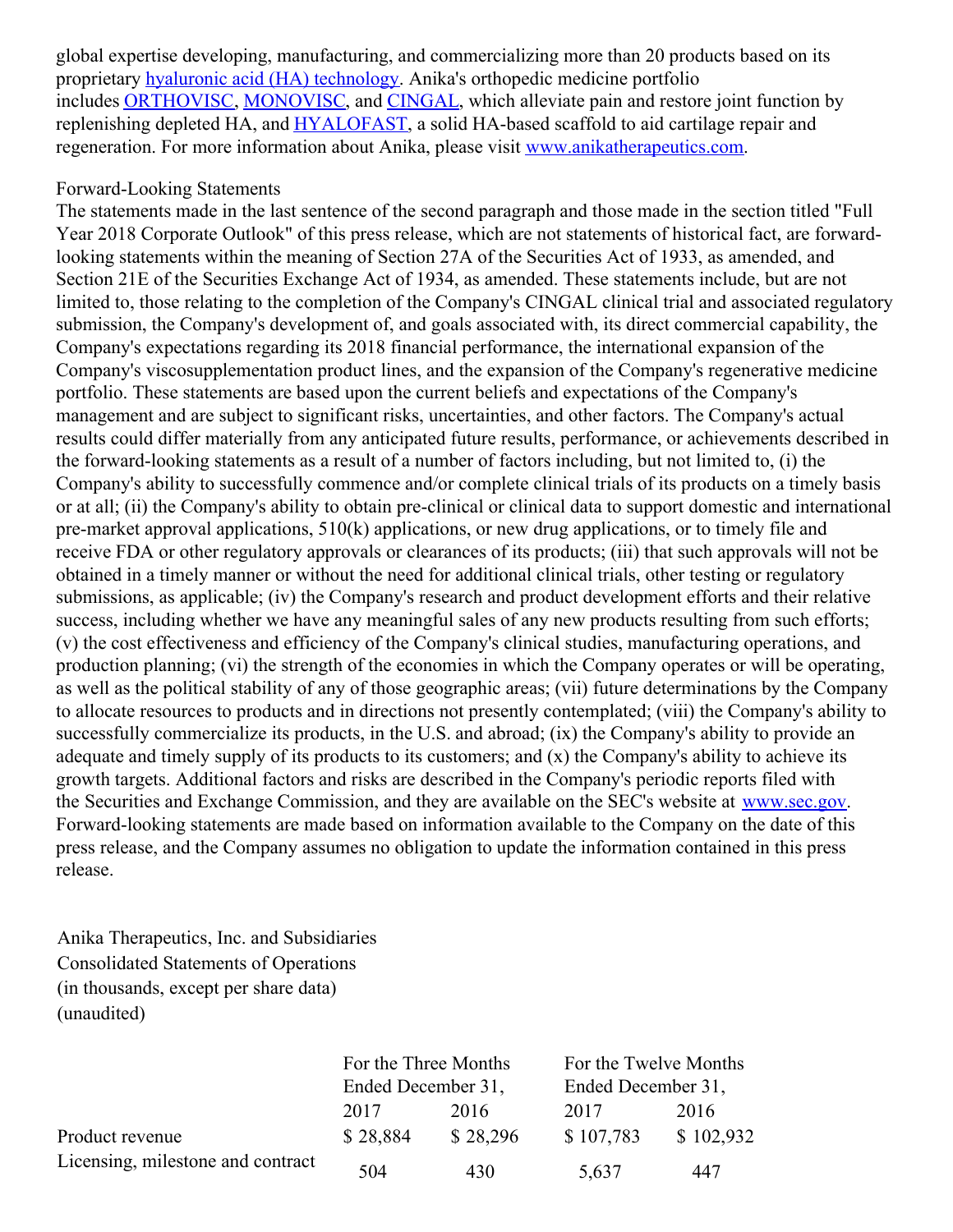global expertise developing, manufacturing, and commercializing more than 20 products based on its proprietary hyaluronic acid (HA) technology. Anika's orthopedic medicine portfolio includes ORTHOVISC, MONOVISC, and CINGAL, which alleviate pain and restore joint function by replenishing depleted HA, and HYALOFAST, a solid HA-based scaffold to aid cartilage repair and regeneration. For more information about Anika, please visit www.anikatherapeutics.com.

Forward-Looking Statements

The statements made in the last sentence of the second paragraph and those made in the section titled "Full Year 2018 Corporate Outlook" of this press release, which are not statements of historical fact, are forward-looking statements within the meaning of Section 27A of the Securities Act of 1933, as amended, and Section 21E of the Securities Exchange Act of 1934, as amended. These statements include, but are not limited to, those relating to the completion of the Company's CINGAL clinical trial and associated regulatory submission, the Company's development of, and goals associated with, its direct commercial capability, the Company's expectations regarding its 2018 financial performance, the international expansion of the Company's viscosupplementation product lines, and the expansion of the Company's regenerative medicine portfolio. These statements are based upon the current beliefs and expectations of the Company's management and are subject to significant risks, uncertainties, and other factors. The Company's actual results could differ materially from any anticipated future results, performance, or achievements described in the forward-looking statements as a result of a number of factors including, but not limited to, (i) the Company's ability to successfully commence and/or complete clinical trials of its products on a timely basis or at all; (ii) the Company's ability to obtain pre-clinical or clinical data to support domestic and international pre-market approval applications, 510(k) applications, or new drug applications, or to timely file and receive FDA or other regulatory approvals or clearances of its products; (iii) that such approvals will not be obtained in a timely manner or without the need for additional clinical trials, other testing or regulatory submissions, as applicable; (iv) the Company's research and product development efforts and their relative success, including whether we have any meaningful sales of any new products resulting from such efforts; (v) the cost effectiveness and efficiency of the Company's clinical studies, manufacturing operations, and production planning; (vi) the strength of the economies in which the Company operates or will be operating, as well as the political stability of any of those geographic areas; (vii) future determinations by the Company to allocate resources to products and in directions not presently contemplated; (viii) the Company's ability to successfully commercialize its products, in the U.S. and abroad; (ix) the Company's ability to provide an adequate and timely supply of its products to its customers; and (x) the Company's ability to achieve its growth targets. Additional factors and risks are described in the Company's periodic reports filed with the Securities and Exchange Commission, and they are available on the SEC's website at www.sec.gov. Forward-looking statements are made based on information available to the Company on the date of this press release, and the Company assumes no obligation to update the information contained in this press release.

Anika Therapeutics, Inc. and Subsidiaries
Consolidated Statements of Operations
(in thousands, except per share data)
(unaudited)

| | For the Three Months Ended December 31, | | For the Twelve Months Ended December 31, | |
|---|---|---|---|---|
| | 2017 | 2016 | 2017 | 2016 |
| Product revenue | $ 28,884 | $ 28,296 | $ 107,783 | $ 102,932 |
| Licensing, milestone and contract | 504 | 430 | 5,637 | 447 |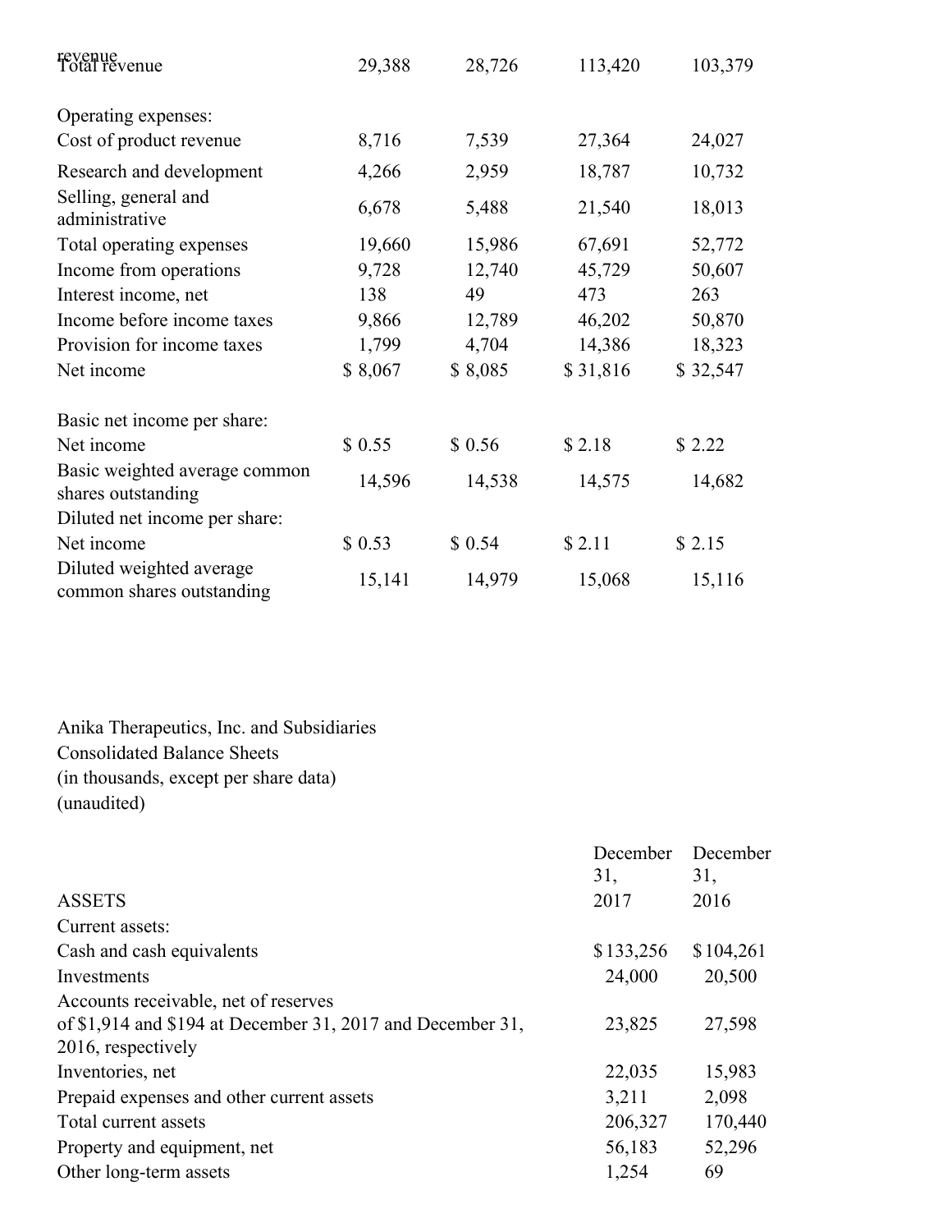| | | | | |
|---|---|---|---|---|
| Total revenue | 29,388 | 28,726 | 113,420 | 103,379 |
| | | | | |
| Operating expenses: | | | | |
| Cost of product revenue | 8,716 | 7,539 | 27,364 | 24,027 |
| Research and development | 4,266 | 2,959 | 18,787 | 10,732 |
| Selling, general and administrative | 6,678 | 5,488 | 21,540 | 18,013 |
| Total operating expenses | 19,660 | 15,986 | 67,691 | 52,772 |
| Income from operations | 9,728 | 12,740 | 45,729 | 50,607 |
| Interest income, net | 138 | 49 | 473 | 263 |
| Income before income taxes | 9,866 | 12,789 | 46,202 | 50,870 |
| Provision for income taxes | 1,799 | 4,704 | 14,386 | 18,323 |
| Net income | $ 8,067 | $ 8,085 | $ 31,816 | $ 32,547 |
| | | | | |
| Basic net income per share: | | | | |
| Net income | $ 0.55 | $ 0.56 | $ 2.18 | $ 2.22 |
| Basic weighted average common shares outstanding | 14,596 | 14,538 | 14,575 | 14,682 |
| Diluted net income per share: | | | | |
| Net income | $ 0.53 | $ 0.54 | $ 2.11 | $ 2.15 |
| Diluted weighted average common shares outstanding | 15,141 | 14,979 | 15,068 | 15,116 |

Anika Therapeutics, Inc. and Subsidiaries
Consolidated Balance Sheets
(in thousands, except per share data)
(unaudited)

| | December 31, 2017 | December 31, 2016 |
|---|---|---|
| ASSETS | | |
| Current assets: | | |
| Cash and cash equivalents | $ 133,256 | $ 104,261 |
| Investments | 24,000 | 20,500 |
| Accounts receivable, net of reserves of $1,914 and $194 at December 31, 2017 and December 31, 2016, respectively | 23,825 | 27,598 |
| Inventories, net | 22,035 | 15,983 |
| Prepaid expenses and other current assets | 3,211 | 2,098 |
| Total current assets | 206,327 | 170,440 |
| Property and equipment, net | 56,183 | 52,296 |
| Other long-term assets | 1,254 | 69 |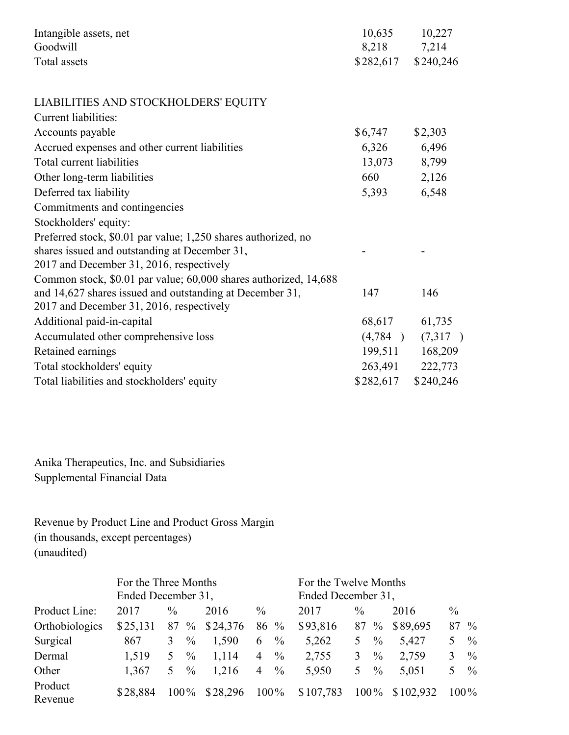| | | |
|---|---|---|
| Intangible assets, net | 10,635 | 10,227 |
| Goodwill | 8,218 | 7,214 |
| Total assets | $282,617 | $240,246 |
| | | |
| LIABILITIES AND STOCKHOLDERS' EQUITY | | |
| Current liabilities: | | |
| Accounts payable | $6,747 | $2,303 |
| Accrued expenses and other current liabilities | 6,326 | 6,496 |
| Total current liabilities | 13,073 | 8,799 |
| Other long-term liabilities | 660 | 2,126 |
| Deferred tax liability | 5,393 | 6,548 |
| Commitments and contingencies | | |
| Stockholders' equity: | | |
| Preferred stock, $0.01 par value; 1,250 shares authorized, no shares issued and outstanding at December 31, 2017 and December 31, 2016, respectively | - | - |
| Common stock, $0.01 par value; 60,000 shares authorized, 14,688 and 14,627 shares issued and outstanding at December 31, 2017 and December 31, 2016, respectively | 147 | 146 |
| Additional paid-in-capital | 68,617 | 61,735 |
| Accumulated other comprehensive loss | (4,784 ) | (7,317 ) |
| Retained earnings | 199,511 | 168,209 |
| Total stockholders' equity | 263,491 | 222,773 |
| Total liabilities and stockholders' equity | $282,617 | $240,246 |

Anika Therapeutics, Inc. and Subsidiaries
Supplemental Financial Data

Revenue by Product Line and Product Gross Margin
(in thousands, except percentages)
(unaudited)

| | For the Three Months Ended December 31, | | | | For the Twelve Months Ended December 31, | | | |
|---|---|---|---|---|---|---|---|---|
| Product Line: | 2017 | % | 2016 | % | 2017 | % | 2016 | % |
| Orthobiologics | $25,131 | 87 % | $24,376 | 86 % | $93,816 | 87 % | $89,695 | 87 % |
| Surgical | 867 | 3 % | 1,590 | 6 % | 5,262 | 5 % | 5,427 | 5 % |
| Dermal | 1,519 | 5 % | 1,114 | 4 % | 2,755 | 3 % | 2,759 | 3 % |
| Other | 1,367 | 5 % | 1,216 | 4 % | 5,950 | 5 % | 5,051 | 5 % |
| Product Revenue | $28,884 | 100% | $28,296 | 100% | $107,783 | 100% | $102,932 | 100% |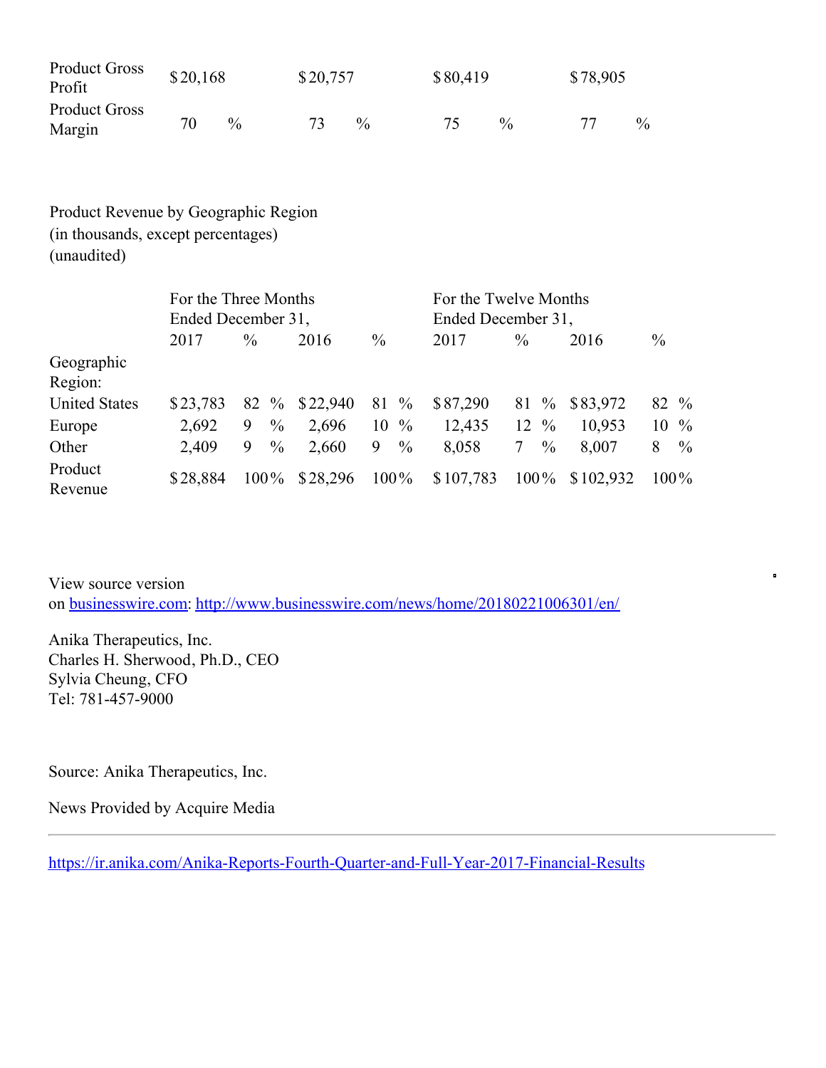| | | | | |
|---|---|---|---|---|
| Product Gross Profit | $20,168 | $20,757 | $80,419 | $78,905 |
| Product Gross Margin | 70 % | 73 % | 75 % | 77 % |

Product Revenue by Geographic Region
(in thousands, except percentages)
(unaudited)

| | For the Three Months Ended December 31, | | | | For the Twelve Months Ended December 31, | | | |
|---|---|---|---|---|---|---|---|---|
| | 2017 | % | 2016 | % | 2017 | % | 2016 | % |
| Geographic Region: | | | | | | | | |
| United States | $23,783 | 82 % | $22,940 | 81 % | $87,290 | 81 % | $83,972 | 82 % |
| Europe | 2,692 | 9 % | 2,696 | 10 % | 12,435 | 12 % | 10,953 | 10 % |
| Other | 2,409 | 9 % | 2,660 | 9 % | 8,058 | 7 % | 8,007 | 8 % |
| Product Revenue | $28,884 | 100% | $28,296 | 100% | $107,783 | 100% | $102,932 | 100% |

View source version on businesswire.com: http://www.businesswire.com/news/home/20180221006301/en/

Anika Therapeutics, Inc.
Charles H. Sherwood, Ph.D., CEO
Sylvia Cheung, CFO
Tel: 781-457-9000

Source: Anika Therapeutics, Inc.

News Provided by Acquire Media

---

https://ir.anika.com/Anika-Reports-Fourth-Quarter-and-Full-Year-2017-Financial-Results